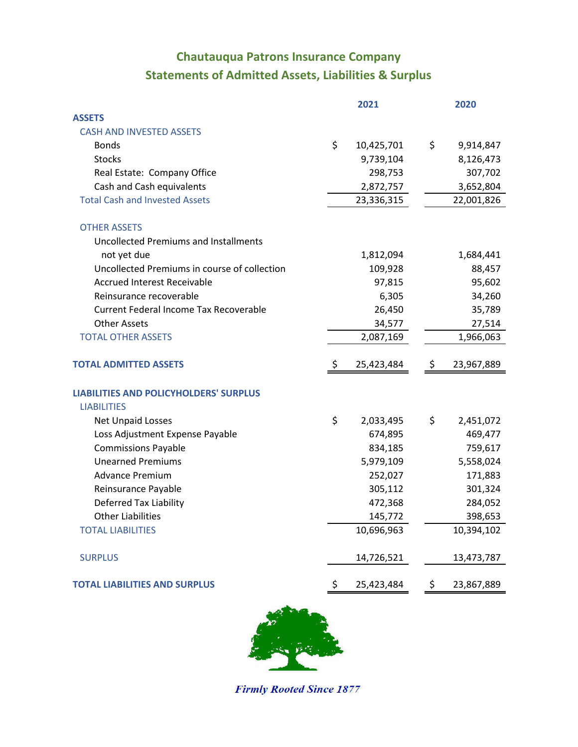# Chautauqua Patrons Insurance Company

## Statements of Admitted Assets, Liabilities & Surplus

| | 2021 | 2020 |
|---|---|---|
| **ASSETS** | | |
| CASH AND INVESTED ASSETS | | |
| Bonds | $ 10,425,701 | $ 9,914,847 |
| Stocks | 9,739,104 | 8,126,473 |
| Real Estate: Company Office | 298,753 | 307,702 |
| Cash and Cash equivalents | 2,872,757 | 3,652,804 |
| Total Cash and Invested Assets | 23,336,315 | 22,001,826 |
| | | |
| OTHER ASSETS | | |
| Uncollected Premiums and Installments not yet due | 1,812,094 | 1,684,441 |
| Uncollected Premiums in course of collection | 109,928 | 88,457 |
| Accrued Interest Receivable | 97,815 | 95,602 |
| Reinsurance recoverable | 6,305 | 34,260 |
| Current Federal Income Tax Recoverable | 26,450 | 35,789 |
| Other Assets | 34,577 | 27,514 |
| TOTAL OTHER ASSETS | 2,087,169 | 1,966,063 |
| | | |
| **TOTAL ADMITTED ASSETS** | $ 25,423,484 | $ 23,967,889 |
| | | |
| **LIABILITIES AND POLICYHOLDERS' SURPLUS** | | |
| LIABILITIES | | |
| Net Unpaid Losses | $ 2,033,495 | $ 2,451,072 |
| Loss Adjustment Expense Payable | 674,895 | 469,477 |
| Commissions Payable | 834,185 | 759,617 |
| Unearned Premiums | 5,979,109 | 5,558,024 |
| Advance Premium | 252,027 | 171,883 |
| Reinsurance Payable | 305,112 | 301,324 |
| Deferred Tax Liability | 472,368 | 284,052 |
| Other Liabilities | 145,772 | 398,653 |
| TOTAL LIABILITIES | 10,696,963 | 10,394,102 |
| | | |
| SURPLUS | 14,726,521 | 13,473,787 |
| | | |
| **TOTAL LIABILITIES AND SURPLUS** | $ 25,423,484 | $ 23,867,889 |

*Firmly Rooted Since 1877*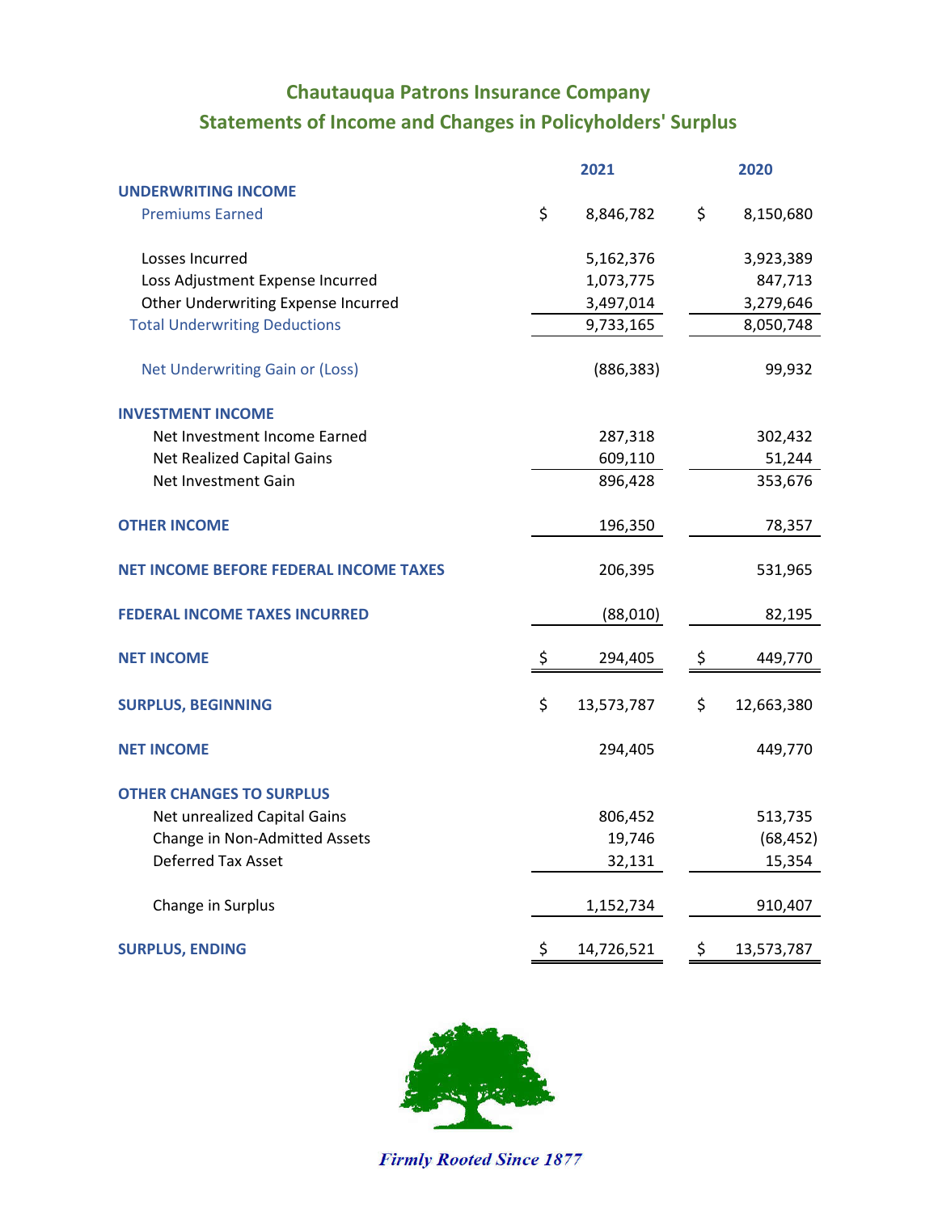# Chautauqua Patrons Insurance Company

## Statements of Income and Changes in Policyholders' Surplus

| | 2021 | 2020 |
|---|---|---|
| **UNDERWRITING INCOME** | | |
| Premiums Earned | $ 8,846,782 | $ 8,150,680 |
| Losses Incurred | 5,162,376 | 3,923,389 |
| Loss Adjustment Expense Incurred | 1,073,775 | 847,713 |
| Other Underwriting Expense Incurred | 3,497,014 | 3,279,646 |
| Total Underwriting Deductions | 9,733,165 | 8,050,748 |
| Net Underwriting Gain or (Loss) | (886,383) | 99,932 |
| **INVESTMENT INCOME** | | |
| Net Investment Income Earned | 287,318 | 302,432 |
| Net Realized Capital Gains | 609,110 | 51,244 |
| Net Investment Gain | 896,428 | 353,676 |
| **OTHER INCOME** | 196,350 | 78,357 |
| **NET INCOME BEFORE FEDERAL INCOME TAXES** | 206,395 | 531,965 |
| **FEDERAL INCOME TAXES INCURRED** | (88,010) | 82,195 |
| **NET INCOME** | $ 294,405 | $ 449,770 |
| **SURPLUS, BEGINNING** | $ 13,573,787 | $ 12,663,380 |
| **NET INCOME** | 294,405 | 449,770 |
| **OTHER CHANGES TO SURPLUS** | | |
| Net unrealized Capital Gains | 806,452 | 513,735 |
| Change in Non-Admitted Assets | 19,746 | (68,452) |
| Deferred Tax Asset | 32,131 | 15,354 |
| Change in Surplus | 1,152,734 | 910,407 |
| **SURPLUS, ENDING** | $ 14,726,521 | $ 13,573,787 |

*Firmly Rooted Since 1877*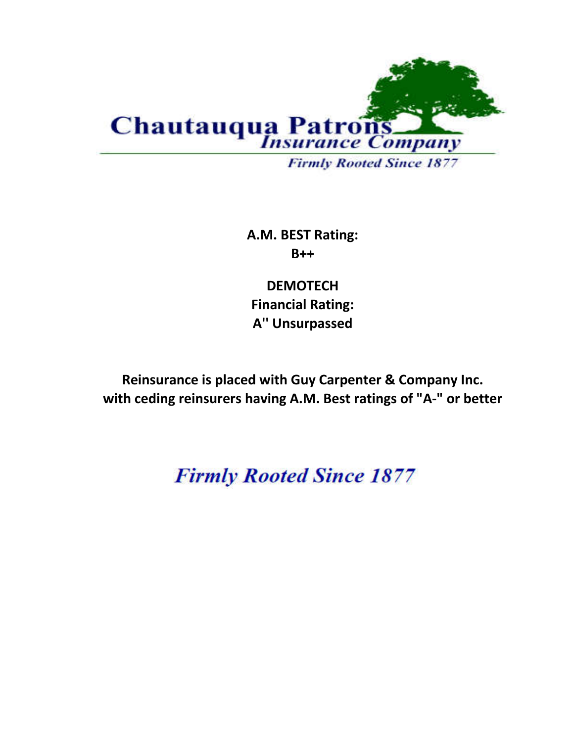Chautauqua Patrons Insurance Company

Firmly Rooted Since 1877

**A.M. BEST Rating:**
**B++**

**DEMOTECH**
**Financial Rating:**
**A'' Unsurpassed**

**Reinsurance is placed with Guy Carpenter & Company Inc.**
**with ceding reinsurers having A.M. Best ratings of "A-" or better**

*Firmly Rooted Since 1877*